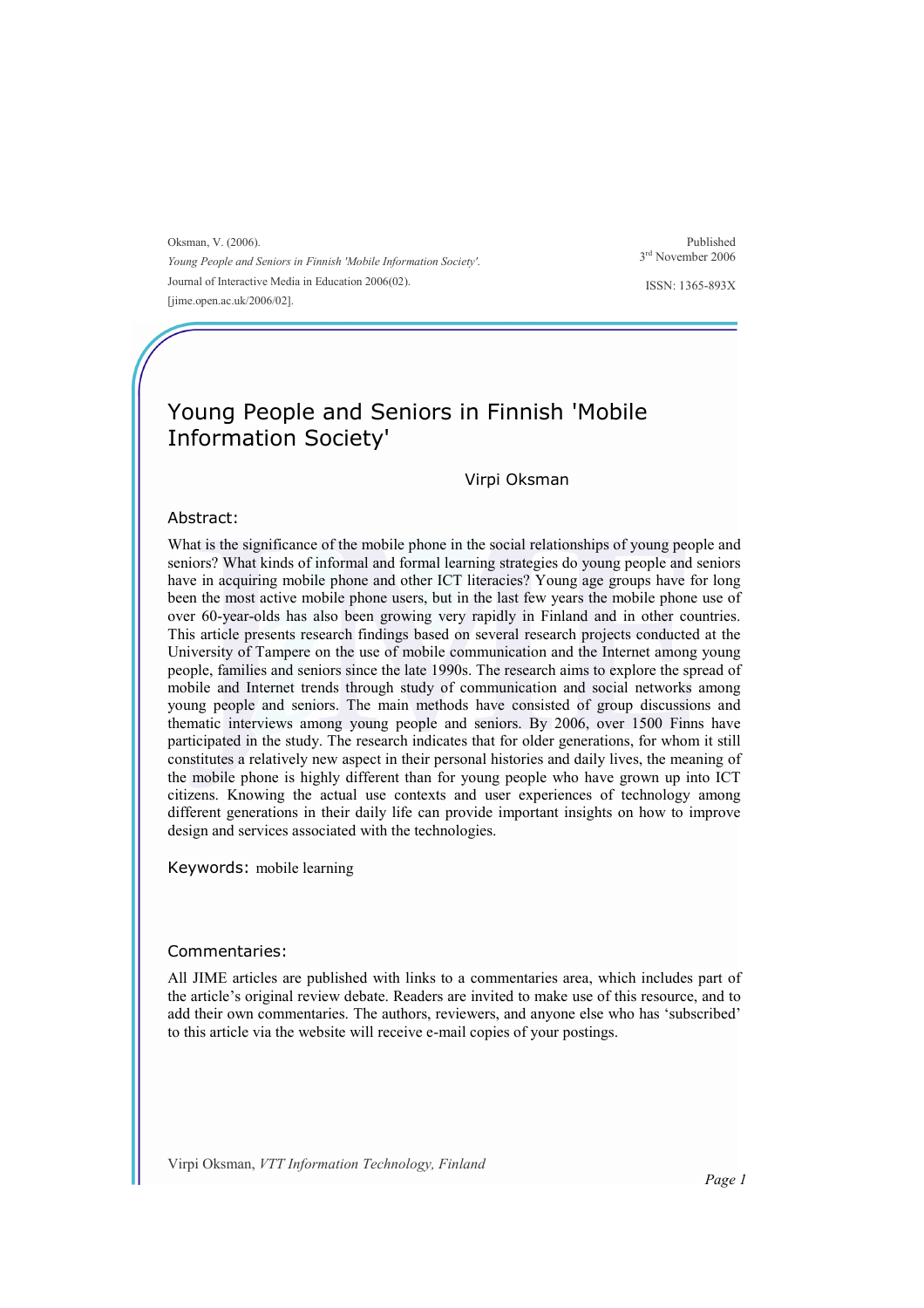Oksman, V. (2006).
*Young People and Seniors in Finnish 'Mobile Information Society'.*
Journal of Interactive Media in Education 2006(02).
[jime.open.ac.uk/2006/02].

Published
3rd November 2006

ISSN: 1365-893X

# Young People and Seniors in Finnish 'Mobile Information Society'

Virpi Oksman

## Abstract:

What is the significance of the mobile phone in the social relationships of young people and seniors? What kinds of informal and formal learning strategies do young people and seniors have in acquiring mobile phone and other ICT literacies? Young age groups have for long been the most active mobile phone users, but in the last few years the mobile phone use of over 60-year-olds has also been growing very rapidly in Finland and in other countries. This article presents research findings based on several research projects conducted at the University of Tampere on the use of mobile communication and the Internet among young people, families and seniors since the late 1990s. The research aims to explore the spread of mobile and Internet trends through study of communication and social networks among young people and seniors. The main methods have consisted of group discussions and thematic interviews among young people and seniors. By 2006, over 1500 Finns have participated in the study. The research indicates that for older generations, for whom it still constitutes a relatively new aspect in their personal histories and daily lives, the meaning of the mobile phone is highly different than for young people who have grown up into ICT citizens. Knowing the actual use contexts and user experiences of technology among different generations in their daily life can provide important insights on how to improve design and services associated with the technologies.

**Keywords:** mobile learning

## Commentaries:

All JIME articles are published with links to a commentaries area, which includes part of the article's original review debate. Readers are invited to make use of this resource, and to add their own commentaries. The authors, reviewers, and anyone else who has 'subscribed' to this article via the website will receive e-mail copies of your postings.

Virpi Oksman, *VTT Information Technology, Finland*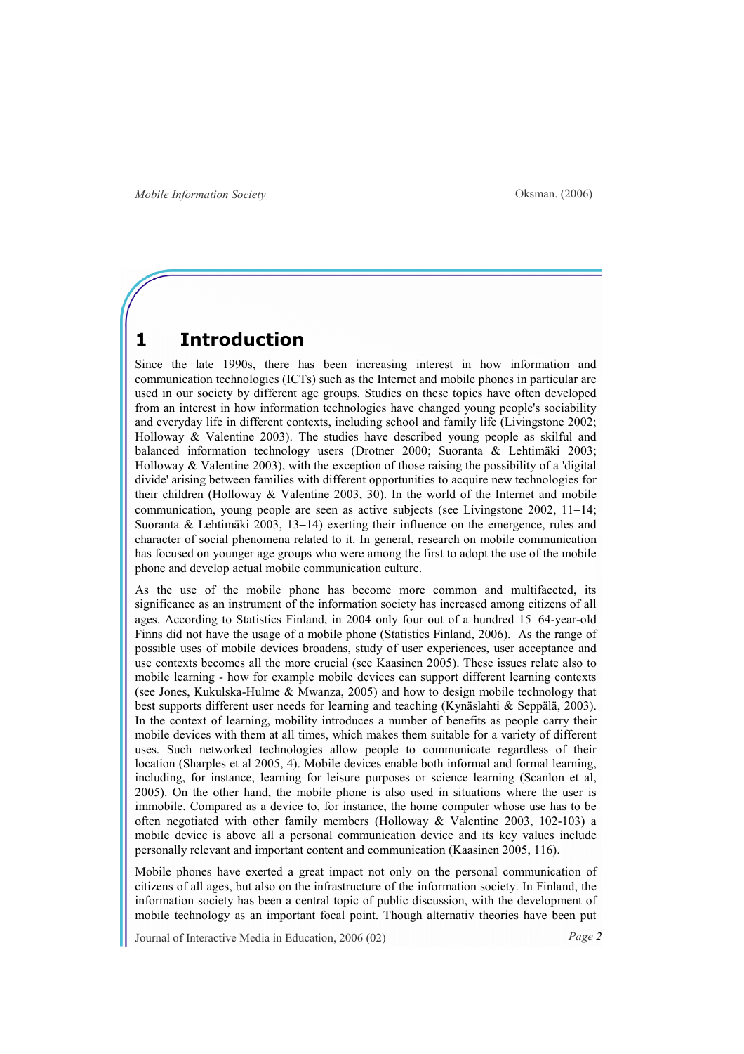# 1 Introduction

Since the late 1990s, there has been increasing interest in how information and communication technologies (ICTs) such as the Internet and mobile phones in particular are used in our society by different age groups. Studies on these topics have often developed from an interest in how information technologies have changed young people's sociability and everyday life in different contexts, including school and family life (Livingstone 2002; Holloway & Valentine 2003). The studies have described young people as skilful and balanced information technology users (Drotner 2000; Suoranta & Lehtimäki 2003; Holloway & Valentine 2003), with the exception of those raising the possibility of a 'digital divide' arising between families with different opportunities to acquire new technologies for their children (Holloway & Valentine 2003, 30). In the world of the Internet and mobile communication, young people are seen as active subjects (see Livingstone 2002, 11−14; Suoranta & Lehtimäki 2003, 13−14) exerting their influence on the emergence, rules and character of social phenomena related to it. In general, research on mobile communication has focused on younger age groups who were among the first to adopt the use of the mobile phone and develop actual mobile communication culture.

As the use of the mobile phone has become more common and multifaceted, its significance as an instrument of the information society has increased among citizens of all ages. According to Statistics Finland, in 2004 only four out of a hundred 15−64-year-old Finns did not have the usage of a mobile phone (Statistics Finland, 2006). As the range of possible uses of mobile devices broadens, study of user experiences, user acceptance and use contexts becomes all the more crucial (see Kaasinen 2005). These issues relate also to mobile learning - how for example mobile devices can support different learning contexts (see Jones, Kukulska-Hulme & Mwanza, 2005) and how to design mobile technology that best supports different user needs for learning and teaching (Kynäslahti & Seppälä, 2003). In the context of learning, mobility introduces a number of benefits as people carry their mobile devices with them at all times, which makes them suitable for a variety of different uses. Such networked technologies allow people to communicate regardless of their location (Sharples et al 2005, 4). Mobile devices enable both informal and formal learning, including, for instance, learning for leisure purposes or science learning (Scanlon et al, 2005). On the other hand, the mobile phone is also used in situations where the user is immobile. Compared as a device to, for instance, the home computer whose use has to be often negotiated with other family members (Holloway & Valentine 2003, 102-103) a mobile device is above all a personal communication device and its key values include personally relevant and important content and communication (Kaasinen 2005, 116).

Mobile phones have exerted a great impact not only on the personal communication of citizens of all ages, but also on the infrastructure of the information society. In Finland, the information society has been a central topic of public discussion, with the development of mobile technology as an important focal point. Though alternativ theories have been put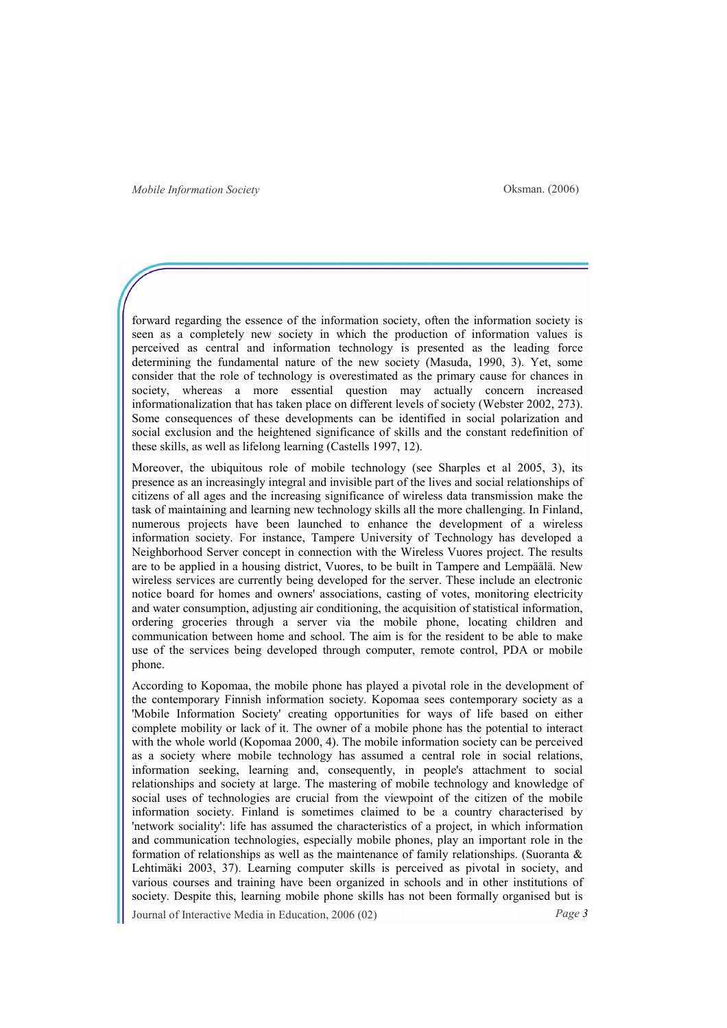forward regarding the essence of the information society, often the information society is seen as a completely new society in which the production of information values is perceived as central and information technology is presented as the leading force determining the fundamental nature of the new society (Masuda, 1990, 3). Yet, some consider that the role of technology is overestimated as the primary cause for chances in society, whereas a more essential question may actually concern increased informationalization that has taken place on different levels of society (Webster 2002, 273). Some consequences of these developments can be identified in social polarization and social exclusion and the heightened significance of skills and the constant redefinition of these skills, as well as lifelong learning (Castells 1997, 12).

Moreover, the ubiquitous role of mobile technology (see Sharples et al 2005, 3), its presence as an increasingly integral and invisible part of the lives and social relationships of citizens of all ages and the increasing significance of wireless data transmission make the task of maintaining and learning new technology skills all the more challenging. In Finland, numerous projects have been launched to enhance the development of a wireless information society. For instance, Tampere University of Technology has developed a Neighborhood Server concept in connection with the Wireless Vuores project. The results are to be applied in a housing district, Vuores, to be built in Tampere and Lempäälä. New wireless services are currently being developed for the server. These include an electronic notice board for homes and owners' associations, casting of votes, monitoring electricity and water consumption, adjusting air conditioning, the acquisition of statistical information, ordering groceries through a server via the mobile phone, locating children and communication between home and school. The aim is for the resident to be able to make use of the services being developed through computer, remote control, PDA or mobile phone.

According to Kopomaa, the mobile phone has played a pivotal role in the development of the contemporary Finnish information society. Kopomaa sees contemporary society as a 'Mobile Information Society' creating opportunities for ways of life based on either complete mobility or lack of it. The owner of a mobile phone has the potential to interact with the whole world (Kopomaa 2000, 4). The mobile information society can be perceived as a society where mobile technology has assumed a central role in social relations, information seeking, learning and, consequently, in people's attachment to social relationships and society at large. The mastering of mobile technology and knowledge of social uses of technologies are crucial from the viewpoint of the citizen of the mobile information society. Finland is sometimes claimed to be a country characterised by 'network sociality': life has assumed the characteristics of a project, in which information and communication technologies, especially mobile phones, play an important role in the formation of relationships as well as the maintenance of family relationships. (Suoranta & Lehtimäki 2003, 37). Learning computer skills is perceived as pivotal in society, and various courses and training have been organized in schools and in other institutions of society. Despite this, learning mobile phone skills has not been formally organised but is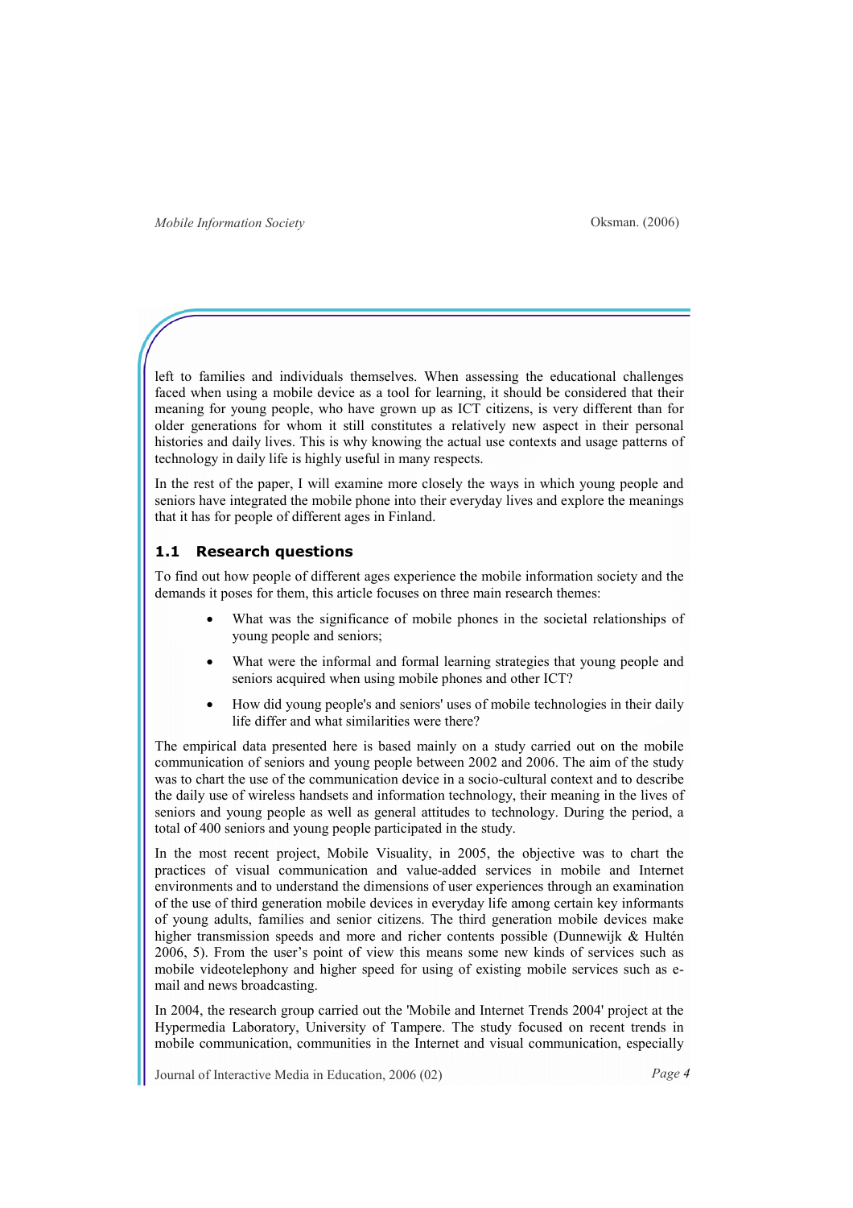left to families and individuals themselves. When assessing the educational challenges faced when using a mobile device as a tool for learning, it should be considered that their meaning for young people, who have grown up as ICT citizens, is very different than for older generations for whom it still constitutes a relatively new aspect in their personal histories and daily lives. This is why knowing the actual use contexts and usage patterns of technology in daily life is highly useful in many respects.

In the rest of the paper, I will examine more closely the ways in which young people and seniors have integrated the mobile phone into their everyday lives and explore the meanings that it has for people of different ages in Finland.

## 1.1 Research questions

To find out how people of different ages experience the mobile information society and the demands it poses for them, this article focuses on three main research themes:

- What was the significance of mobile phones in the societal relationships of young people and seniors;
- What were the informal and formal learning strategies that young people and seniors acquired when using mobile phones and other ICT?
- How did young people's and seniors' uses of mobile technologies in their daily life differ and what similarities were there?

The empirical data presented here is based mainly on a study carried out on the mobile communication of seniors and young people between 2002 and 2006. The aim of the study was to chart the use of the communication device in a socio-cultural context and to describe the daily use of wireless handsets and information technology, their meaning in the lives of seniors and young people as well as general attitudes to technology. During the period, a total of 400 seniors and young people participated in the study.

In the most recent project, Mobile Visuality, in 2005, the objective was to chart the practices of visual communication and value-added services in mobile and Internet environments and to understand the dimensions of user experiences through an examination of the use of third generation mobile devices in everyday life among certain key informants of young adults, families and senior citizens. The third generation mobile devices make higher transmission speeds and more and richer contents possible (Dunnewijk & Hultén 2006, 5). From the user's point of view this means some new kinds of services such as mobile videotelephony and higher speed for using of existing mobile services such as e-mail and news broadcasting.

In 2004, the research group carried out the 'Mobile and Internet Trends 2004' project at the Hypermedia Laboratory, University of Tampere. The study focused on recent trends in mobile communication, communities in the Internet and visual communication, especially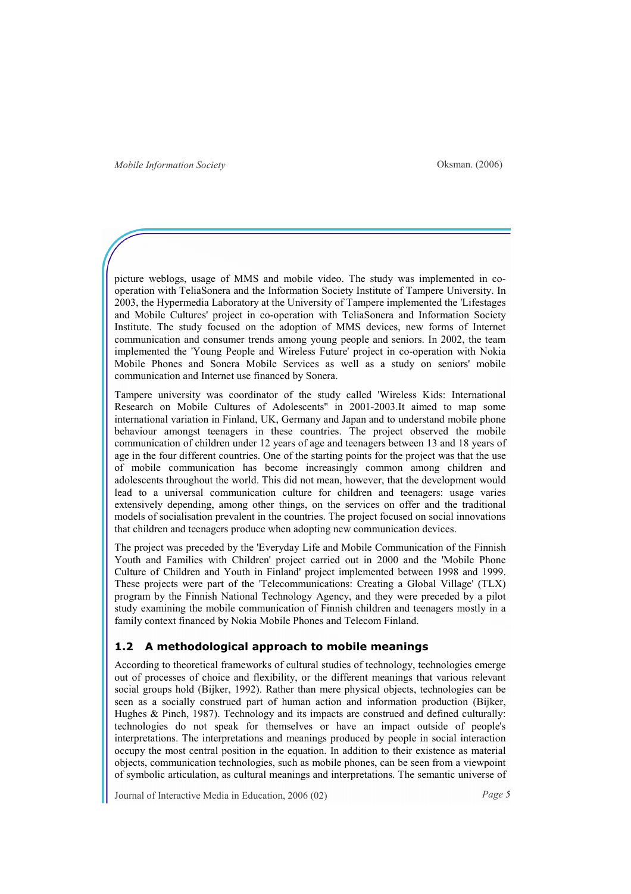picture weblogs, usage of MMS and mobile video. The study was implemented in co-operation with TeliaSonera and the Information Society Institute of Tampere University. In 2003, the Hypermedia Laboratory at the University of Tampere implemented the 'Lifestages and Mobile Cultures' project in co-operation with TeliaSonera and Information Society Institute. The study focused on the adoption of MMS devices, new forms of Internet communication and consumer trends among young people and seniors. In 2002, the team implemented the 'Young People and Wireless Future' project in co-operation with Nokia Mobile Phones and Sonera Mobile Services as well as a study on seniors' mobile communication and Internet use financed by Sonera.

Tampere university was coordinator of the study called 'Wireless Kids: International Research on Mobile Cultures of Adolescents" in 2001-2003.It aimed to map some international variation in Finland, UK, Germany and Japan and to understand mobile phone behaviour amongst teenagers in these countries. The project observed the mobile communication of children under 12 years of age and teenagers between 13 and 18 years of age in the four different countries. One of the starting points for the project was that the use of mobile communication has become increasingly common among children and adolescents throughout the world. This did not mean, however, that the development would lead to a universal communication culture for children and teenagers: usage varies extensively depending, among other things, on the services on offer and the traditional models of socialisation prevalent in the countries. The project focused on social innovations that children and teenagers produce when adopting new communication devices.

The project was preceded by the 'Everyday Life and Mobile Communication of the Finnish Youth and Families with Children' project carried out in 2000 and the 'Mobile Phone Culture of Children and Youth in Finland' project implemented between 1998 and 1999. These projects were part of the 'Telecommunications: Creating a Global Village' (TLX) program by the Finnish National Technology Agency, and they were preceded by a pilot study examining the mobile communication of Finnish children and teenagers mostly in a family context financed by Nokia Mobile Phones and Telecom Finland.

## 1.2 A methodological approach to mobile meanings

According to theoretical frameworks of cultural studies of technology, technologies emerge out of processes of choice and flexibility, or the different meanings that various relevant social groups hold (Bijker, 1992). Rather than mere physical objects, technologies can be seen as a socially construed part of human action and information production (Bijker, Hughes & Pinch, 1987). Technology and its impacts are construed and defined culturally: technologies do not speak for themselves or have an impact outside of people's interpretations. The interpretations and meanings produced by people in social interaction occupy the most central position in the equation. In addition to their existence as material objects, communication technologies, such as mobile phones, can be seen from a viewpoint of symbolic articulation, as cultural meanings and interpretations. The semantic universe of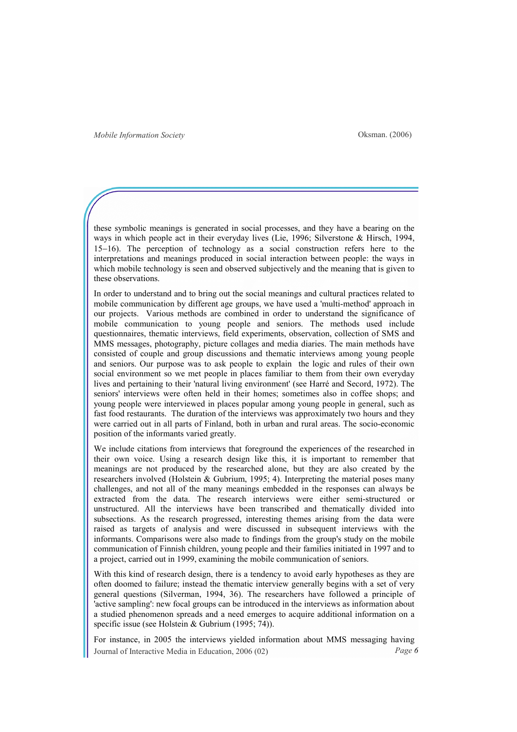these symbolic meanings is generated in social processes, and they have a bearing on the ways in which people act in their everyday lives (Lie, 1996; Silverstone & Hirsch, 1994, 15–16). The perception of technology as a social construction refers here to the interpretations and meanings produced in social interaction between people: the ways in which mobile technology is seen and observed subjectively and the meaning that is given to these observations.

In order to understand and to bring out the social meanings and cultural practices related to mobile communication by different age groups, we have used a 'multi-method' approach in our projects. Various methods are combined in order to understand the significance of mobile communication to young people and seniors. The methods used include questionnaires, thematic interviews, field experiments, observation, collection of SMS and MMS messages, photography, picture collages and media diaries. The main methods have consisted of couple and group discussions and thematic interviews among young people and seniors. Our purpose was to ask people to explain the logic and rules of their own social environment so we met people in places familiar to them from their own everyday lives and pertaining to their 'natural living environment' (see Harré and Second, 1972). The seniors' interviews were often held in their homes; sometimes also in coffee shops; and young people were interviewed in places popular among young people in general, such as fast food restaurants. The duration of the interviews was approximately two hours and they were carried out in all parts of Finland, both in urban and rural areas. The socio-economic position of the informants varied greatly.

We include citations from interviews that foreground the experiences of the researched in their own voice. Using a research design like this, it is important to remember that meanings are not produced by the researched alone, but they are also created by the researchers involved (Holstein & Gubrium, 1995; 4). Interpreting the material poses many challenges, and not all of the many meanings embedded in the responses can always be extracted from the data. The research interviews were either semi-structured or unstructured. All the interviews have been transcribed and thematically divided into subsections. As the research progressed, interesting themes arising from the data were raised as targets of analysis and were discussed in subsequent interviews with the informants. Comparisons were also made to findings from the group's study on the mobile communication of Finnish children, young people and their families initiated in 1997 and to a project, carried out in 1999, examining the mobile communication of seniors.

With this kind of research design, there is a tendency to avoid early hypotheses as they are often doomed to failure; instead the thematic interview generally begins with a set of very general questions (Silverman, 1994, 36). The researchers have followed a principle of 'active sampling': new focal groups can be introduced in the interviews as information about a studied phenomenon spreads and a need emerges to acquire additional information on a specific issue (see Holstein & Gubrium (1995; 74)).

For instance, in 2005 the interviews yielded information about MMS messaging having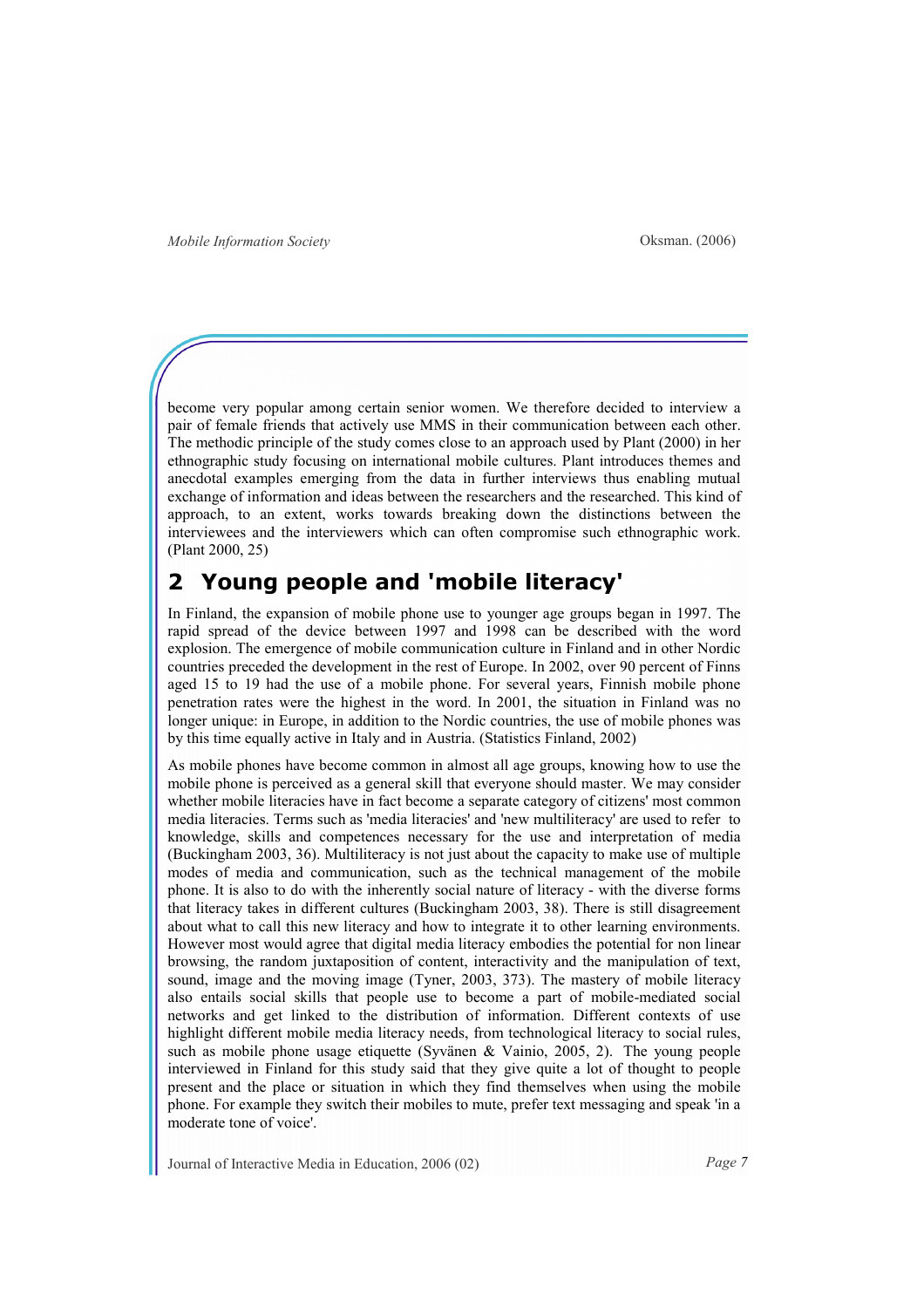become very popular among certain senior women. We therefore decided to interview a pair of female friends that actively use MMS in their communication between each other. The methodic principle of the study comes close to an approach used by Plant (2000) in her ethnographic study focusing on international mobile cultures. Plant introduces themes and anecdotal examples emerging from the data in further interviews thus enabling mutual exchange of information and ideas between the researchers and the researched. This kind of approach, to an extent, works towards breaking down the distinctions between the interviewees and the interviewers which can often compromise such ethnographic work. (Plant 2000, 25)

## 2 Young people and 'mobile literacy'

In Finland, the expansion of mobile phone use to younger age groups began in 1997. The rapid spread of the device between 1997 and 1998 can be described with the word explosion. The emergence of mobile communication culture in Finland and in other Nordic countries preceded the development in the rest of Europe. In 2002, over 90 percent of Finns aged 15 to 19 had the use of a mobile phone. For several years, Finnish mobile phone penetration rates were the highest in the word. In 2001, the situation in Finland was no longer unique: in Europe, in addition to the Nordic countries, the use of mobile phones was by this time equally active in Italy and in Austria. (Statistics Finland, 2002)

As mobile phones have become common in almost all age groups, knowing how to use the mobile phone is perceived as a general skill that everyone should master. We may consider whether mobile literacies have in fact become a separate category of citizens' most common media literacies. Terms such as 'media literacies' and 'new multiliteracy' are used to refer to knowledge, skills and competences necessary for the use and interpretation of media (Buckingham 2003, 36). Multiliteracy is not just about the capacity to make use of multiple modes of media and communication, such as the technical management of the mobile phone. It is also to do with the inherently social nature of literacy - with the diverse forms that literacy takes in different cultures (Buckingham 2003, 38). There is still disagreement about what to call this new literacy and how to integrate it to other learning environments. However most would agree that digital media literacy embodies the potential for non linear browsing, the random juxtaposition of content, interactivity and the manipulation of text, sound, image and the moving image (Tyner, 2003, 373). The mastery of mobile literacy also entails social skills that people use to become a part of mobile-mediated social networks and get linked to the distribution of information. Different contexts of use highlight different mobile media literacy needs, from technological literacy to social rules, such as mobile phone usage etiquette (Syvänen & Vainio, 2005, 2). The young people interviewed in Finland for this study said that they give quite a lot of thought to people present and the place or situation in which they find themselves when using the mobile phone. For example they switch their mobiles to mute, prefer text messaging and speak 'in a moderate tone of voice'.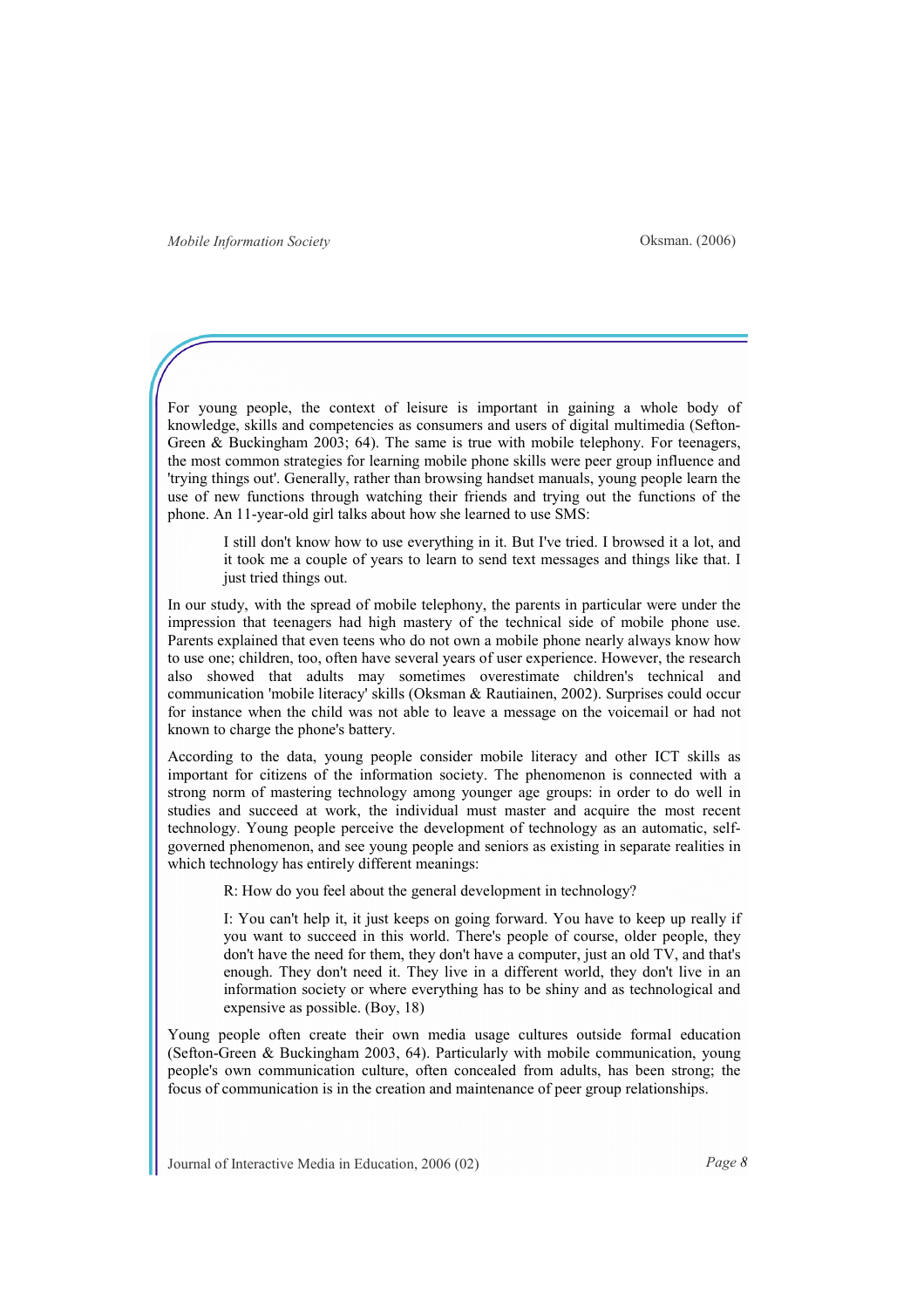For young people, the context of leisure is important in gaining a whole body of knowledge, skills and competencies as consumers and users of digital multimedia (Sefton-Green & Buckingham 2003; 64). The same is true with mobile telephony. For teenagers, the most common strategies for learning mobile phone skills were peer group influence and 'trying things out'. Generally, rather than browsing handset manuals, young people learn the use of new functions through watching their friends and trying out the functions of the phone. An 11-year-old girl talks about how she learned to use SMS:

> I still don't know how to use everything in it. But I've tried. I browsed it a lot, and it took me a couple of years to learn to send text messages and things like that. I just tried things out.

In our study, with the spread of mobile telephony, the parents in particular were under the impression that teenagers had high mastery of the technical side of mobile phone use. Parents explained that even teens who do not own a mobile phone nearly always know how to use one; children, too, often have several years of user experience. However, the research also showed that adults may sometimes overestimate children's technical and communication 'mobile literacy' skills (Oksman & Rautiainen, 2002). Surprises could occur for instance when the child was not able to leave a message on the voicemail or had not known to charge the phone's battery.

According to the data, young people consider mobile literacy and other ICT skills as important for citizens of the information society. The phenomenon is connected with a strong norm of mastering technology among younger age groups: in order to do well in studies and succeed at work, the individual must master and acquire the most recent technology. Young people perceive the development of technology as an automatic, self-governed phenomenon, and see young people and seniors as existing in separate realities in which technology has entirely different meanings:

> R: How do you feel about the general development in technology?
>
> I: You can't help it, it just keeps on going forward. You have to keep up really if you want to succeed in this world. There's people of course, older people, they don't have the need for them, they don't have a computer, just an old TV, and that's enough. They don't need it. They live in a different world, they don't live in an information society or where everything has to be shiny and as technological and expensive as possible. (Boy, 18)

Young people often create their own media usage cultures outside formal education (Sefton-Green & Buckingham 2003, 64). Particularly with mobile communication, young people's own communication culture, often concealed from adults, has been strong; the focus of communication is in the creation and maintenance of peer group relationships.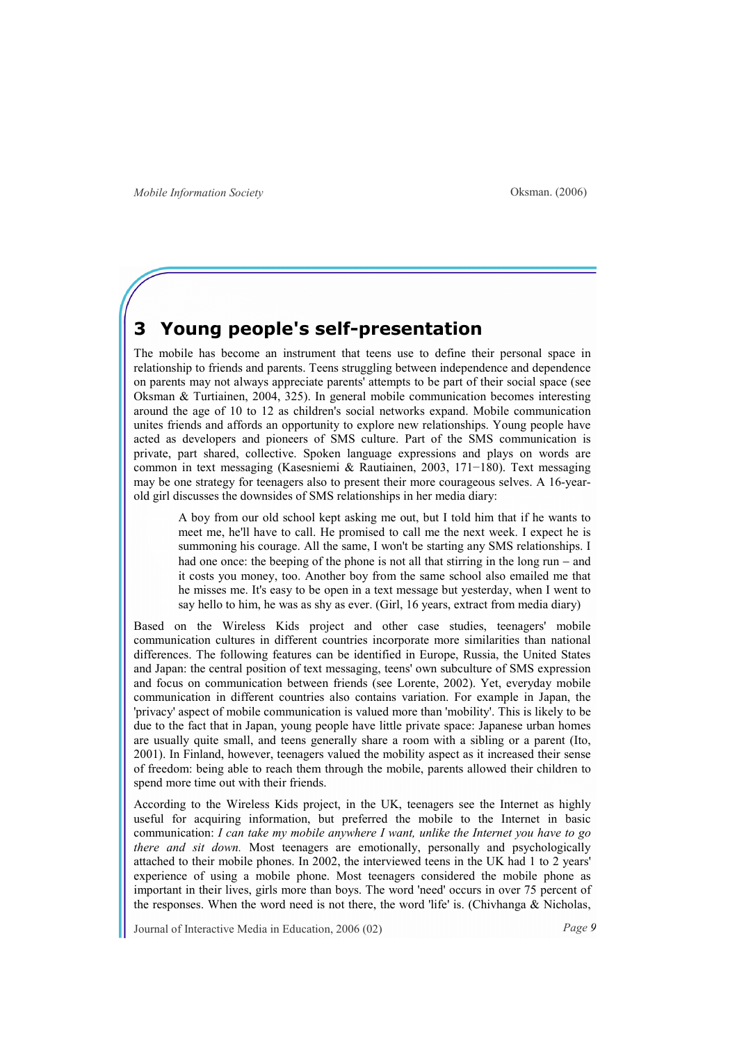## 3 Young people's self-presentation

The mobile has become an instrument that teens use to define their personal space in relationship to friends and parents. Teens struggling between independence and dependence on parents may not always appreciate parents' attempts to be part of their social space (see Oksman & Turtiainen, 2004, 325). In general mobile communication becomes interesting around the age of 10 to 12 as children's social networks expand. Mobile communication unites friends and affords an opportunity to explore new relationships. Young people have acted as developers and pioneers of SMS culture. Part of the SMS communication is private, part shared, collective. Spoken language expressions and plays on words are common in text messaging (Kasesniemi & Rautiainen, 2003, 171−180). Text messaging may be one strategy for teenagers also to present their more courageous selves. A 16-year-old girl discusses the downsides of SMS relationships in her media diary:

> A boy from our old school kept asking me out, but I told him that if he wants to meet me, he'll have to call. He promised to call me the next week. I expect he is summoning his courage. All the same, I won't be starting any SMS relationships. I had one once: the beeping of the phone is not all that stirring in the long run – and it costs you money, too. Another boy from the same school also emailed me that he misses me. It's easy to be open in a text message but yesterday, when I went to say hello to him, he was as shy as ever. (Girl, 16 years, extract from media diary)

Based on the Wireless Kids project and other case studies, teenagers' mobile communication cultures in different countries incorporate more similarities than national differences. The following features can be identified in Europe, Russia, the United States and Japan: the central position of text messaging, teens' own subculture of SMS expression and focus on communication between friends (see Lorente, 2002). Yet, everyday mobile communication in different countries also contains variation. For example in Japan, the 'privacy' aspect of mobile communication is valued more than 'mobility'. This is likely to be due to the fact that in Japan, young people have little private space: Japanese urban homes are usually quite small, and teens generally share a room with a sibling or a parent (Ito, 2001). In Finland, however, teenagers valued the mobility aspect as it increased their sense of freedom: being able to reach them through the mobile, parents allowed their children to spend more time out with their friends.

According to the Wireless Kids project, in the UK, teenagers see the Internet as highly useful for acquiring information, but preferred the mobile to the Internet in basic communication: *I can take my mobile anywhere I want, unlike the Internet you have to go there and sit down.* Most teenagers are emotionally, personally and psychologically attached to their mobile phones. In 2002, the interviewed teens in the UK had 1 to 2 years' experience of using a mobile phone. Most teenagers considered the mobile phone as important in their lives, girls more than boys. The word 'need' occurs in over 75 percent of the responses. When the word need is not there, the word 'life' is. (Chivhanga & Nicholas,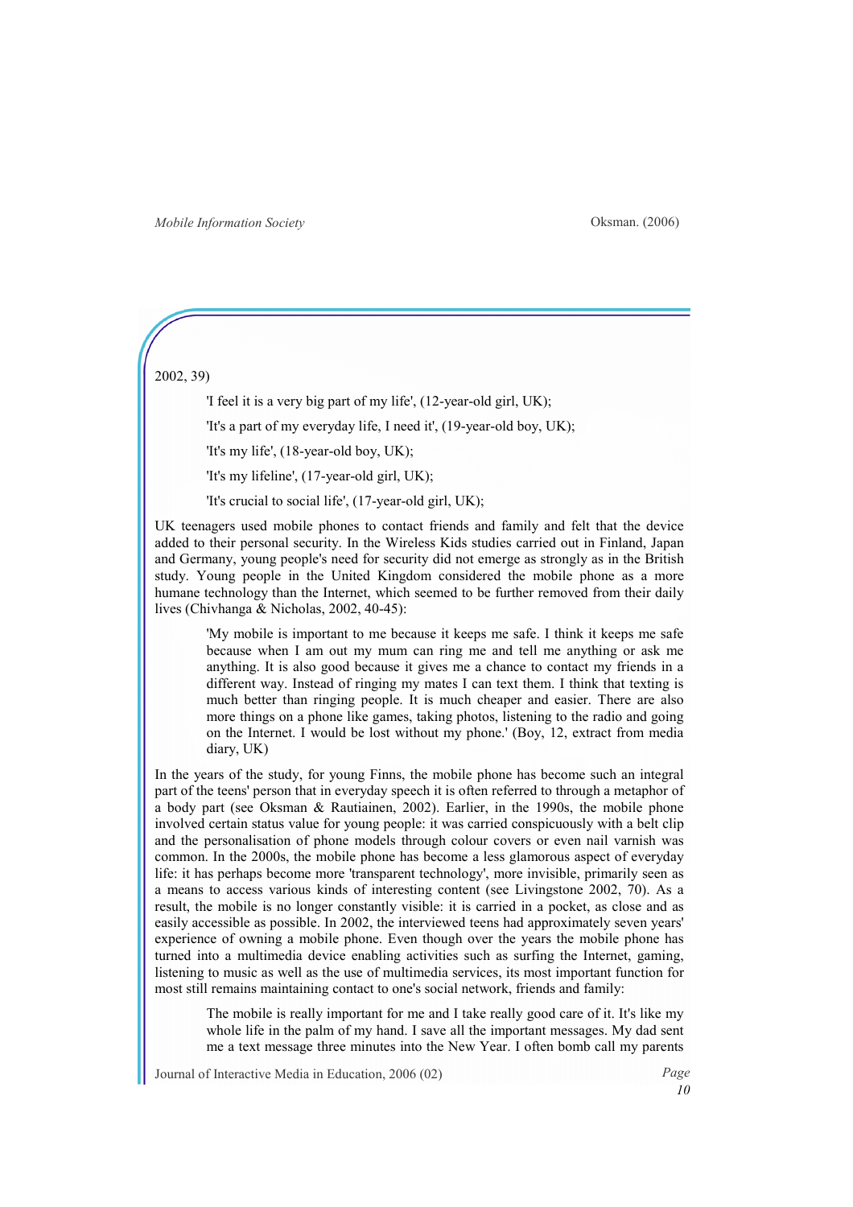2002, 39)

> 'I feel it is a very big part of my life', (12-year-old girl, UK);
>
> 'It's a part of my everyday life, I need it', (19-year-old boy, UK);
>
> 'It's my life', (18-year-old boy, UK);
>
> 'It's my lifeline', (17-year-old girl, UK);
>
> 'It's crucial to social life', (17-year-old girl, UK);

UK teenagers used mobile phones to contact friends and family and felt that the device added to their personal security. In the Wireless Kids studies carried out in Finland, Japan and Germany, young people's need for security did not emerge as strongly as in the British study. Young people in the United Kingdom considered the mobile phone as a more humane technology than the Internet, which seemed to be further removed from their daily lives (Chivhanga & Nicholas, 2002, 40-45):

> 'My mobile is important to me because it keeps me safe. I think it keeps me safe because when I am out my mum can ring me and tell me anything or ask me anything. It is also good because it gives me a chance to contact my friends in a different way. Instead of ringing my mates I can text them. I think that texting is much better than ringing people. It is much cheaper and easier. There are also more things on a phone like games, taking photos, listening to the radio and going on the Internet. I would be lost without my phone.' (Boy, 12, extract from media diary, UK)

In the years of the study, for young Finns, the mobile phone has become such an integral part of the teens' person that in everyday speech it is often referred to through a metaphor of a body part (see Oksman & Rautiainen, 2002). Earlier, in the 1990s, the mobile phone involved certain status value for young people: it was carried conspicuously with a belt clip and the personalisation of phone models through colour covers or even nail varnish was common. In the 2000s, the mobile phone has become a less glamorous aspect of everyday life: it has perhaps become more 'transparent technology', more invisible, primarily seen as a means to access various kinds of interesting content (see Livingstone 2002, 70). As a result, the mobile is no longer constantly visible: it is carried in a pocket, as close and as easily accessible as possible. In 2002, the interviewed teens had approximately seven years' experience of owning a mobile phone. Even though over the years the mobile phone has turned into a multimedia device enabling activities such as surfing the Internet, gaming, listening to music as well as the use of multimedia services, its most important function for most still remains maintaining contact to one's social network, friends and family:

> The mobile is really important for me and I take really good care of it. It's like my whole life in the palm of my hand. I save all the important messages. My dad sent me a text message three minutes into the New Year. I often bomb call my parents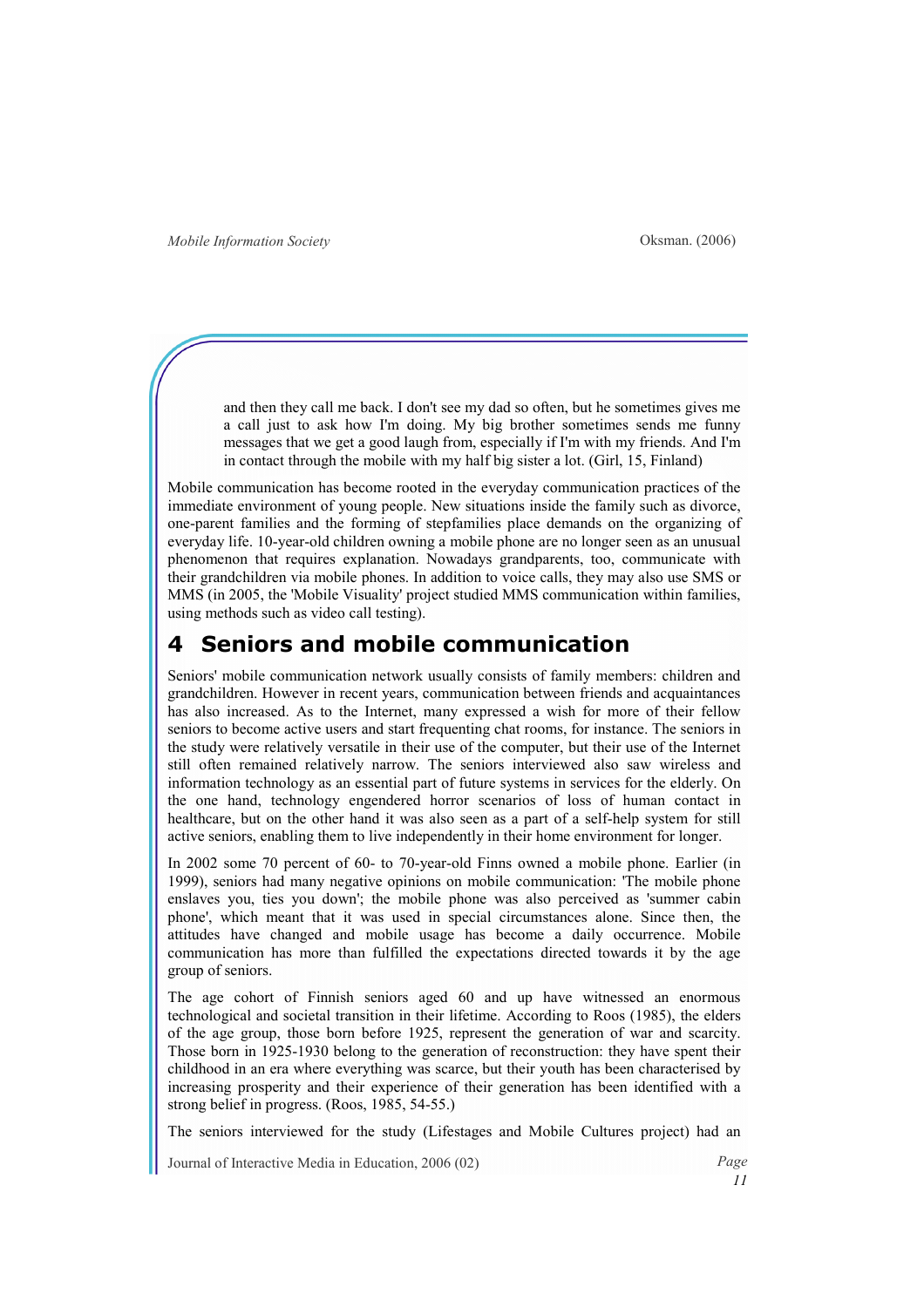> and then they call me back. I don't see my dad so often, but he sometimes gives me a call just to ask how I'm doing. My big brother sometimes sends me funny messages that we get a good laugh from, especially if I'm with my friends. And I'm in contact through the mobile with my half big sister a lot. (Girl, 15, Finland)

Mobile communication has become rooted in the everyday communication practices of the immediate environment of young people. New situations inside the family such as divorce, one-parent families and the forming of stepfamilies place demands on the organizing of everyday life. 10-year-old children owning a mobile phone are no longer seen as an unusual phenomenon that requires explanation. Nowadays grandparents, too, communicate with their grandchildren via mobile phones. In addition to voice calls, they may also use SMS or MMS (in 2005, the 'Mobile Visuality' project studied MMS communication within families, using methods such as video call testing).

# 4 Seniors and mobile communication

Seniors' mobile communication network usually consists of family members: children and grandchildren. However in recent years, communication between friends and acquaintances has also increased. As to the Internet, many expressed a wish for more of their fellow seniors to become active users and start frequenting chat rooms, for instance. The seniors in the study were relatively versatile in their use of the computer, but their use of the Internet still often remained relatively narrow. The seniors interviewed also saw wireless and information technology as an essential part of future systems in services for the elderly. On the one hand, technology engendered horror scenarios of loss of human contact in healthcare, but on the other hand it was also seen as a part of a self-help system for still active seniors, enabling them to live independently in their home environment for longer.

In 2002 some 70 percent of 60- to 70-year-old Finns owned a mobile phone. Earlier (in 1999), seniors had many negative opinions on mobile communication: 'The mobile phone enslaves you, ties you down'; the mobile phone was also perceived as 'summer cabin phone', which meant that it was used in special circumstances alone. Since then, the attitudes have changed and mobile usage has become a daily occurrence. Mobile communication has more than fulfilled the expectations directed towards it by the age group of seniors.

The age cohort of Finnish seniors aged 60 and up have witnessed an enormous technological and societal transition in their lifetime. According to Roos (1985), the elders of the age group, those born before 1925, represent the generation of war and scarcity. Those born in 1925-1930 belong to the generation of reconstruction: they have spent their childhood in an era where everything was scarce, but their youth has been characterised by increasing prosperity and their experience of their generation has been identified with a strong belief in progress. (Roos, 1985, 54-55.)

The seniors interviewed for the study (Lifestages and Mobile Cultures project) had an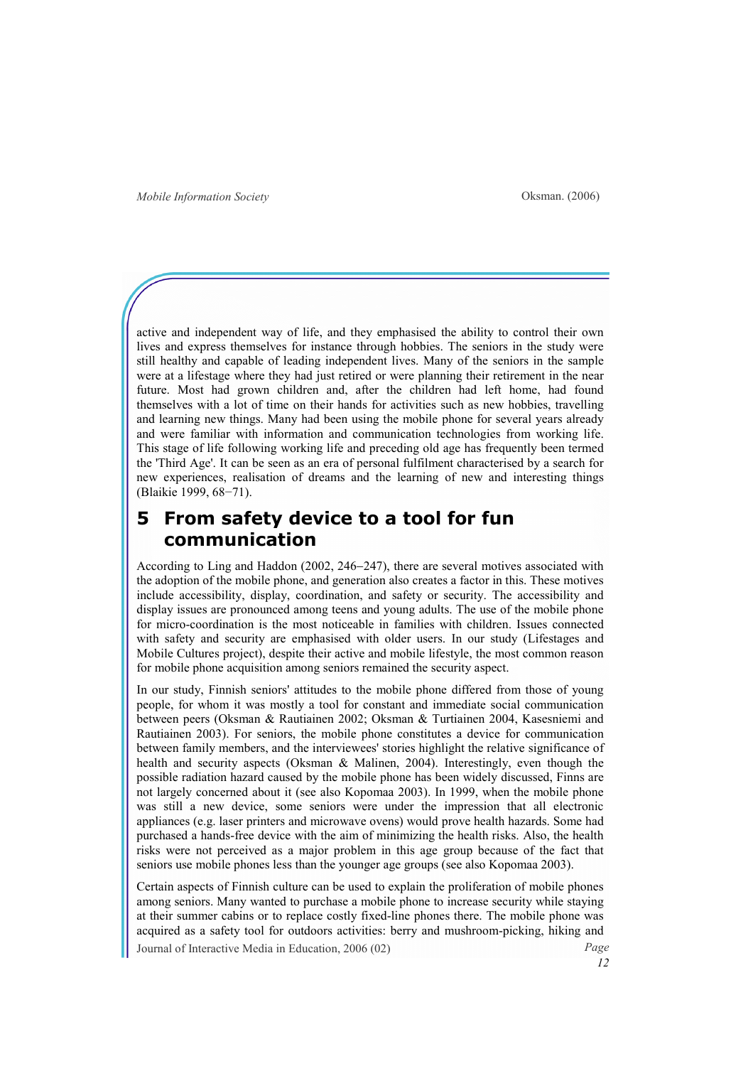active and independent way of life, and they emphasised the ability to control their own lives and express themselves for instance through hobbies. The seniors in the study were still healthy and capable of leading independent lives. Many of the seniors in the sample were at a lifestage where they had just retired or were planning their retirement in the near future. Most had grown children and, after the children had left home, had found themselves with a lot of time on their hands for activities such as new hobbies, travelling and learning new things. Many had been using the mobile phone for several years already and were familiar with information and communication technologies from working life. This stage of life following working life and preceding old age has frequently been termed the 'Third Age'. It can be seen as an era of personal fulfilment characterised by a search for new experiences, realisation of dreams and the learning of new and interesting things (Blaikie 1999, 68−71).

# 5 From safety device to a tool for fun communication

According to Ling and Haddon (2002, 246−247), there are several motives associated with the adoption of the mobile phone, and generation also creates a factor in this. These motives include accessibility, display, coordination, and safety or security. The accessibility and display issues are pronounced among teens and young adults. The use of the mobile phone for micro-coordination is the most noticeable in families with children. Issues connected with safety and security are emphasised with older users. In our study (Lifestages and Mobile Cultures project), despite their active and mobile lifestyle, the most common reason for mobile phone acquisition among seniors remained the security aspect.

In our study, Finnish seniors' attitudes to the mobile phone differed from those of young people, for whom it was mostly a tool for constant and immediate social communication between peers (Oksman & Rautiainen 2002; Oksman & Turtiainen 2004, Kasesniemi and Rautiainen 2003). For seniors, the mobile phone constitutes a device for communication between family members, and the interviewees' stories highlight the relative significance of health and security aspects (Oksman & Malinen, 2004). Interestingly, even though the possible radiation hazard caused by the mobile phone has been widely discussed, Finns are not largely concerned about it (see also Kopomaa 2003). In 1999, when the mobile phone was still a new device, some seniors were under the impression that all electronic appliances (e.g. laser printers and microwave ovens) would prove health hazards. Some had purchased a hands-free device with the aim of minimizing the health risks. Also, the health risks were not perceived as a major problem in this age group because of the fact that seniors use mobile phones less than the younger age groups (see also Kopomaa 2003).

Certain aspects of Finnish culture can be used to explain the proliferation of mobile phones among seniors. Many wanted to purchase a mobile phone to increase security while staying at their summer cabins or to replace costly fixed-line phones there. The mobile phone was acquired as a safety tool for outdoors activities: berry and mushroom-picking, hiking and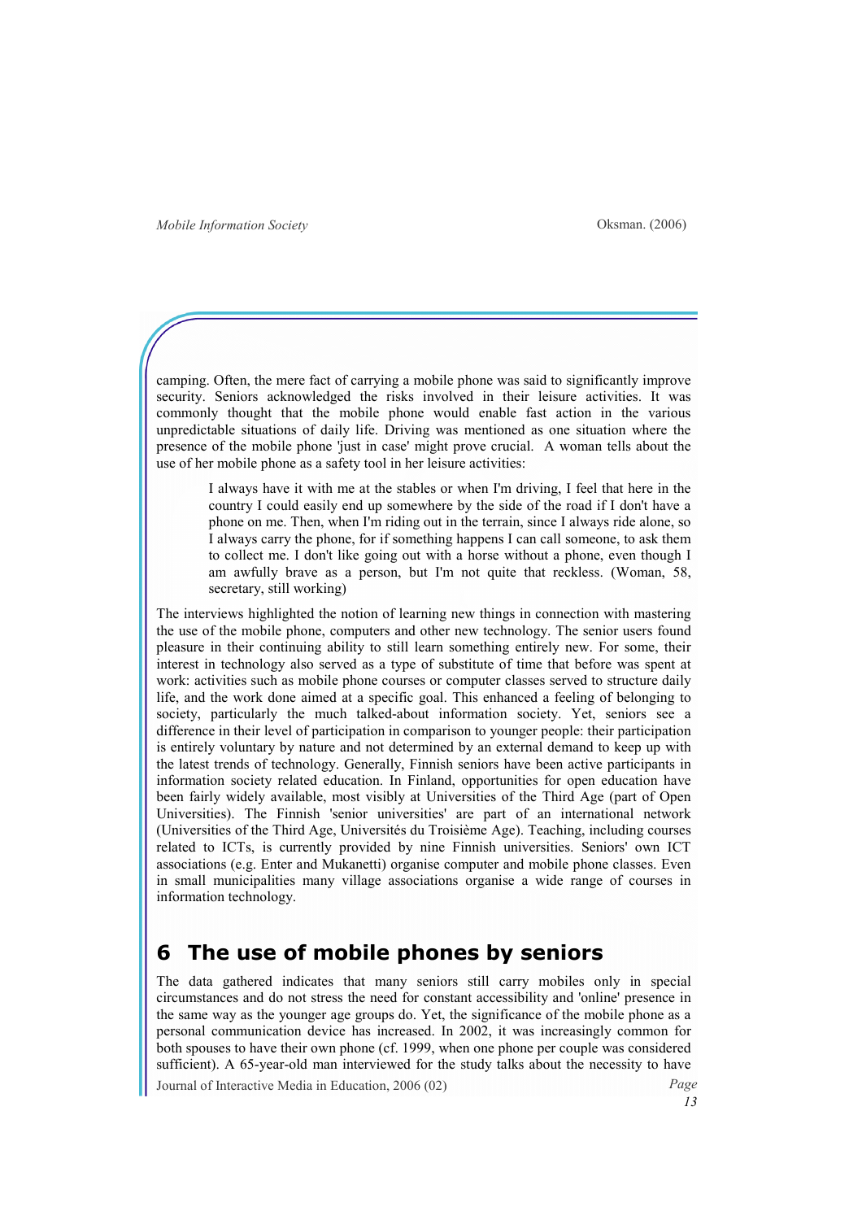camping. Often, the mere fact of carrying a mobile phone was said to significantly improve security. Seniors acknowledged the risks involved in their leisure activities. It was commonly thought that the mobile phone would enable fast action in the various unpredictable situations of daily life. Driving was mentioned as one situation where the presence of the mobile phone 'just in case' might prove crucial. A woman tells about the use of her mobile phone as a safety tool in her leisure activities:

> I always have it with me at the stables or when I'm driving, I feel that here in the country I could easily end up somewhere by the side of the road if I don't have a phone on me. Then, when I'm riding out in the terrain, since I always ride alone, so I always carry the phone, for if something happens I can call someone, to ask them to collect me. I don't like going out with a horse without a phone, even though I am awfully brave as a person, but I'm not quite that reckless. (Woman, 58, secretary, still working)

The interviews highlighted the notion of learning new things in connection with mastering the use of the mobile phone, computers and other new technology. The senior users found pleasure in their continuing ability to still learn something entirely new. For some, their interest in technology also served as a type of substitute of time that before was spent at work: activities such as mobile phone courses or computer classes served to structure daily life, and the work done aimed at a specific goal. This enhanced a feeling of belonging to society, particularly the much talked-about information society. Yet, seniors see a difference in their level of participation in comparison to younger people: their participation is entirely voluntary by nature and not determined by an external demand to keep up with the latest trends of technology. Generally, Finnish seniors have been active participants in information society related education. In Finland, opportunities for open education have been fairly widely available, most visibly at Universities of the Third Age (part of Open Universities). The Finnish 'senior universities' are part of an international network (Universities of the Third Age, Universités du Troisième Age). Teaching, including courses related to ICTs, is currently provided by nine Finnish universities. Seniors' own ICT associations (e.g. Enter and Mukanetti) organise computer and mobile phone classes. Even in small municipalities many village associations organise a wide range of courses in information technology.

# 6 The use of mobile phones by seniors

The data gathered indicates that many seniors still carry mobiles only in special circumstances and do not stress the need for constant accessibility and 'online' presence in the same way as the younger age groups do. Yet, the significance of the mobile phone as a personal communication device has increased. In 2002, it was increasingly common for both spouses to have their own phone (cf. 1999, when one phone per couple was considered sufficient). A 65-year-old man interviewed for the study talks about the necessity to have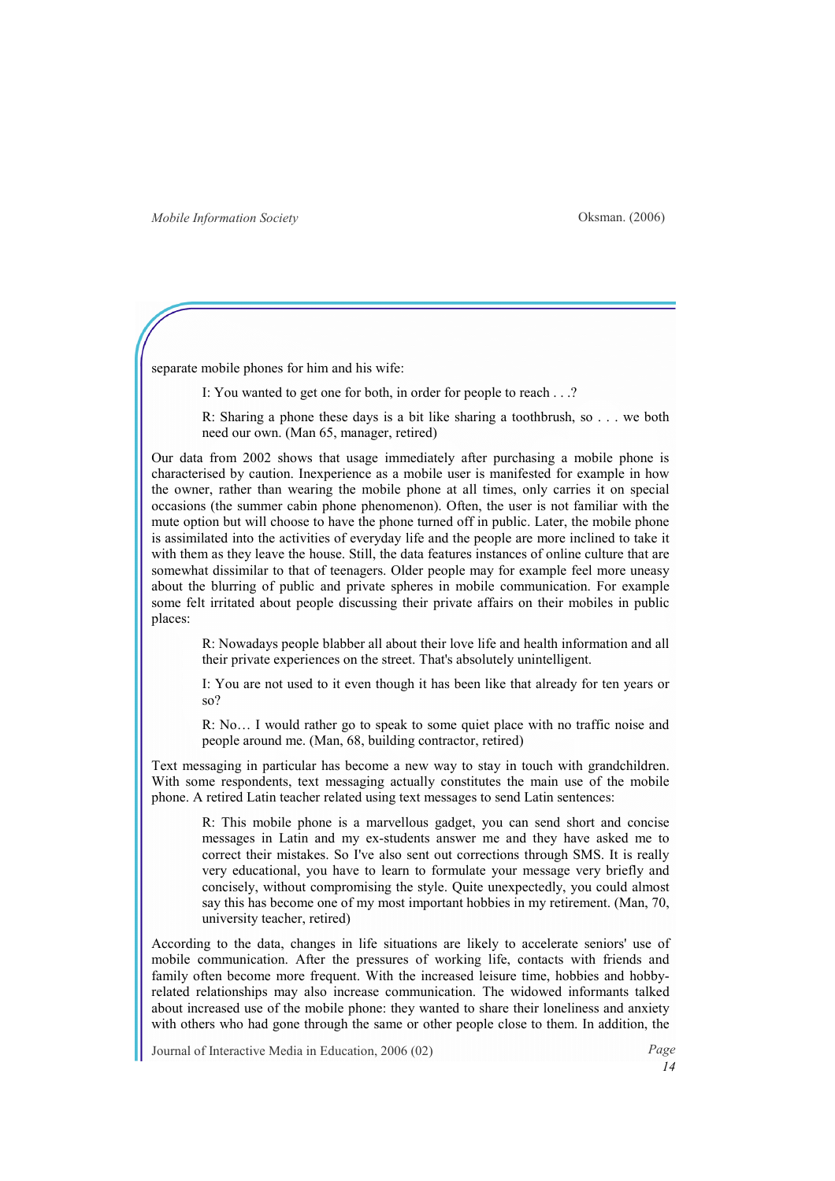separate mobile phones for him and his wife:

> I: You wanted to get one for both, in order for people to reach . . .?
>
> R: Sharing a phone these days is a bit like sharing a toothbrush, so . . . we both need our own. (Man 65, manager, retired)

Our data from 2002 shows that usage immediately after purchasing a mobile phone is characterised by caution. Inexperience as a mobile user is manifested for example in how the owner, rather than wearing the mobile phone at all times, only carries it on special occasions (the summer cabin phone phenomenon). Often, the user is not familiar with the mute option but will choose to have the phone turned off in public. Later, the mobile phone is assimilated into the activities of everyday life and the people are more inclined to take it with them as they leave the house. Still, the data features instances of online culture that are somewhat dissimilar to that of teenagers. Older people may for example feel more uneasy about the blurring of public and private spheres in mobile communication. For example some felt irritated about people discussing their private affairs on their mobiles in public places:

> R: Nowadays people blabber all about their love life and health information and all their private experiences on the street. That's absolutely unintelligent.
>
> I: You are not used to it even though it has been like that already for ten years or so?
>
> R: No… I would rather go to speak to some quiet place with no traffic noise and people around me. (Man, 68, building contractor, retired)

Text messaging in particular has become a new way to stay in touch with grandchildren. With some respondents, text messaging actually constitutes the main use of the mobile phone. A retired Latin teacher related using text messages to send Latin sentences:

> R: This mobile phone is a marvellous gadget, you can send short and concise messages in Latin and my ex-students answer me and they have asked me to correct their mistakes. So I've also sent out corrections through SMS. It is really very educational, you have to learn to formulate your message very briefly and concisely, without compromising the style. Quite unexpectedly, you could almost say this has become one of my most important hobbies in my retirement. (Man, 70, university teacher, retired)

According to the data, changes in life situations are likely to accelerate seniors' use of mobile communication. After the pressures of working life, contacts with friends and family often become more frequent. With the increased leisure time, hobbies and hobby-related relationships may also increase communication. The widowed informants talked about increased use of the mobile phone: they wanted to share their loneliness and anxiety with others who had gone through the same or other people close to them. In addition, the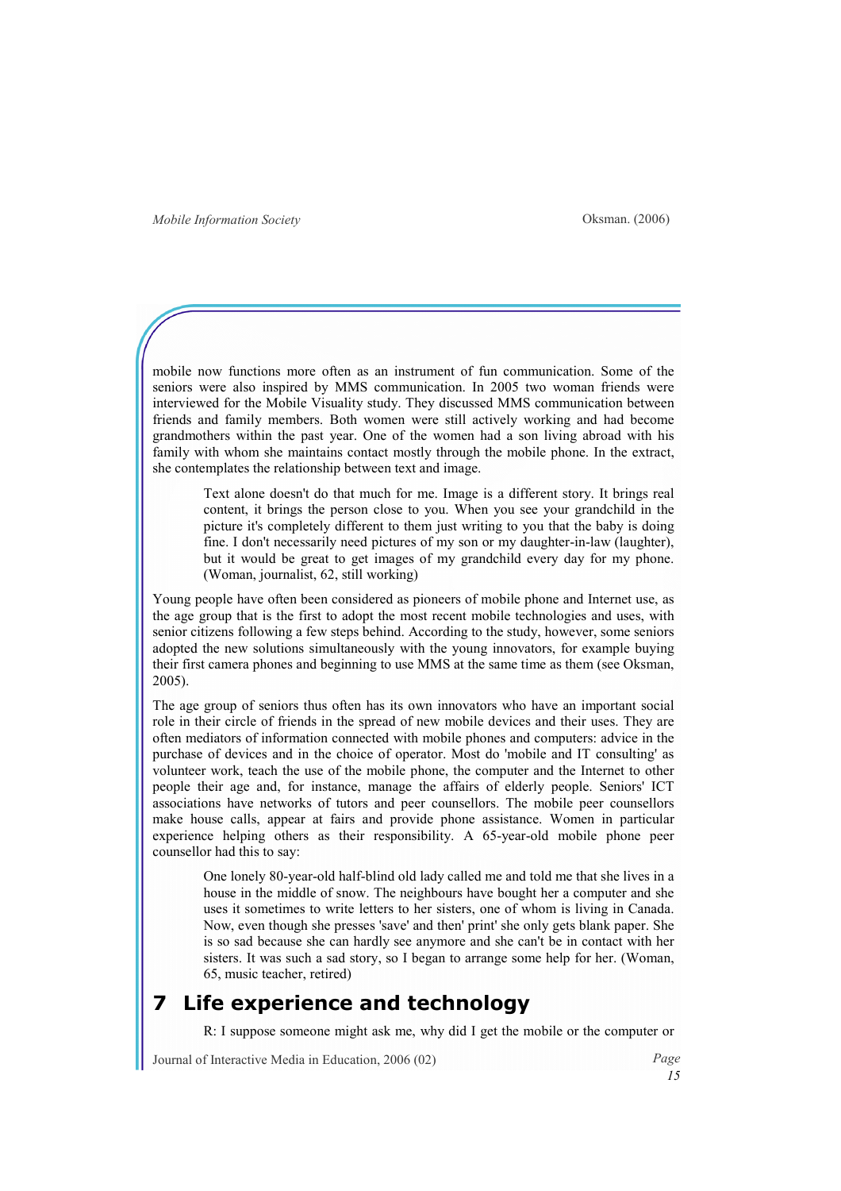mobile now functions more often as an instrument of fun communication. Some of the seniors were also inspired by MMS communication. In 2005 two woman friends were interviewed for the Mobile Visuality study. They discussed MMS communication between friends and family members. Both women were still actively working and had become grandmothers within the past year. One of the women had a son living abroad with his family with whom she maintains contact mostly through the mobile phone. In the extract, she contemplates the relationship between text and image.

> Text alone doesn't do that much for me. Image is a different story. It brings real content, it brings the person close to you. When you see your grandchild in the picture it's completely different to them just writing to you that the baby is doing fine. I don't necessarily need pictures of my son or my daughter-in-law (laughter), but it would be great to get images of my grandchild every day for my phone. (Woman, journalist, 62, still working)

Young people have often been considered as pioneers of mobile phone and Internet use, as the age group that is the first to adopt the most recent mobile technologies and uses, with senior citizens following a few steps behind. According to the study, however, some seniors adopted the new solutions simultaneously with the young innovators, for example buying their first camera phones and beginning to use MMS at the same time as them (see Oksman, 2005).

The age group of seniors thus often has its own innovators who have an important social role in their circle of friends in the spread of new mobile devices and their uses. They are often mediators of information connected with mobile phones and computers: advice in the purchase of devices and in the choice of operator. Most do 'mobile and IT consulting' as volunteer work, teach the use of the mobile phone, the computer and the Internet to other people their age and, for instance, manage the affairs of elderly people. Seniors' ICT associations have networks of tutors and peer counsellors. The mobile peer counsellors make house calls, appear at fairs and provide phone assistance. Women in particular experience helping others as their responsibility. A 65-year-old mobile phone peer counsellor had this to say:

> One lonely 80-year-old half-blind old lady called me and told me that she lives in a house in the middle of snow. The neighbours have bought her a computer and she uses it sometimes to write letters to her sisters, one of whom is living in Canada. Now, even though she presses 'save' and then' print' she only gets blank paper. She is so sad because she can hardly see anymore and she can't be in contact with her sisters. It was such a sad story, so I began to arrange some help for her. (Woman, 65, music teacher, retired)

## 7 Life experience and technology

> R: I suppose someone might ask me, why did I get the mobile or the computer or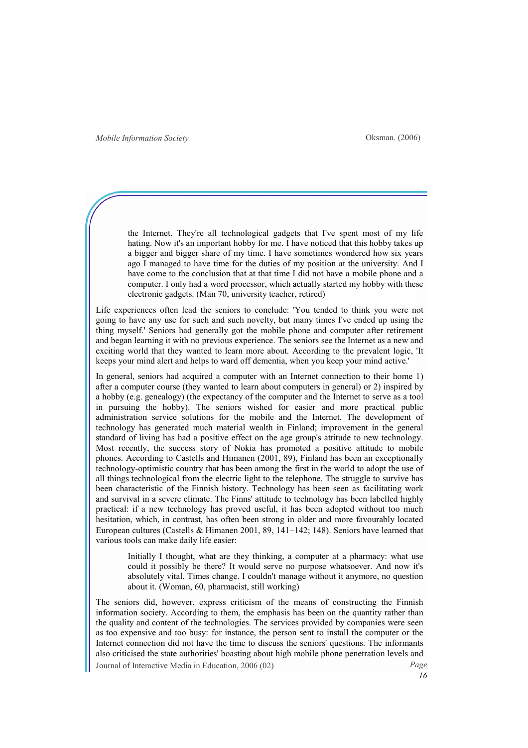> the Internet. They're all technological gadgets that I've spent most of my life hating. Now it's an important hobby for me. I have noticed that this hobby takes up a bigger and bigger share of my time. I have sometimes wondered how six years ago I managed to have time for the duties of my position at the university. And I have come to the conclusion that at that time I did not have a mobile phone and a computer. I only had a word processor, which actually started my hobby with these electronic gadgets. (Man 70, university teacher, retired)

Life experiences often lead the seniors to conclude: 'You tended to think you were not going to have any use for such and such novelty, but many times I've ended up using the thing myself.' Seniors had generally got the mobile phone and computer after retirement and began learning it with no previous experience. The seniors see the Internet as a new and exciting world that they wanted to learn more about. According to the prevalent logic, 'It keeps your mind alert and helps to ward off dementia, when you keep your mind active.'

In general, seniors had acquired a computer with an Internet connection to their home 1) after a computer course (they wanted to learn about computers in general) or 2) inspired by a hobby (e.g. genealogy) (the expectancy of the computer and the Internet to serve as a tool in pursuing the hobby). The seniors wished for easier and more practical public administration service solutions for the mobile and the Internet. The development of technology has generated much material wealth in Finland; improvement in the general standard of living has had a positive effect on the age group's attitude to new technology. Most recently, the success story of Nokia has promoted a positive attitude to mobile phones. According to Castells and Himanen (2001, 89), Finland has been an exceptionally technology-optimistic country that has been among the first in the world to adopt the use of all things technological from the electric light to the telephone. The struggle to survive has been characteristic of the Finnish history. Technology has been seen as facilitating work and survival in a severe climate. The Finns' attitude to technology has been labelled highly practical: if a new technology has proved useful, it has been adopted without too much hesitation, which, in contrast, has often been strong in older and more favourably located European cultures (Castells & Himanen 2001, 89, 141–142; 148). Seniors have learned that various tools can make daily life easier:

> Initially I thought, what are they thinking, a computer at a pharmacy: what use could it possibly be there? It would serve no purpose whatsoever. And now it's absolutely vital. Times change. I couldn't manage without it anymore, no question about it. (Woman, 60, pharmacist, still working)

The seniors did, however, express criticism of the means of constructing the Finnish information society. According to them, the emphasis has been on the quantity rather than the quality and content of the technologies. The services provided by companies were seen as too expensive and too busy: for instance, the person sent to install the computer or the Internet connection did not have the time to discuss the seniors' questions. The informants also criticised the state authorities' boasting about high mobile phone penetration levels and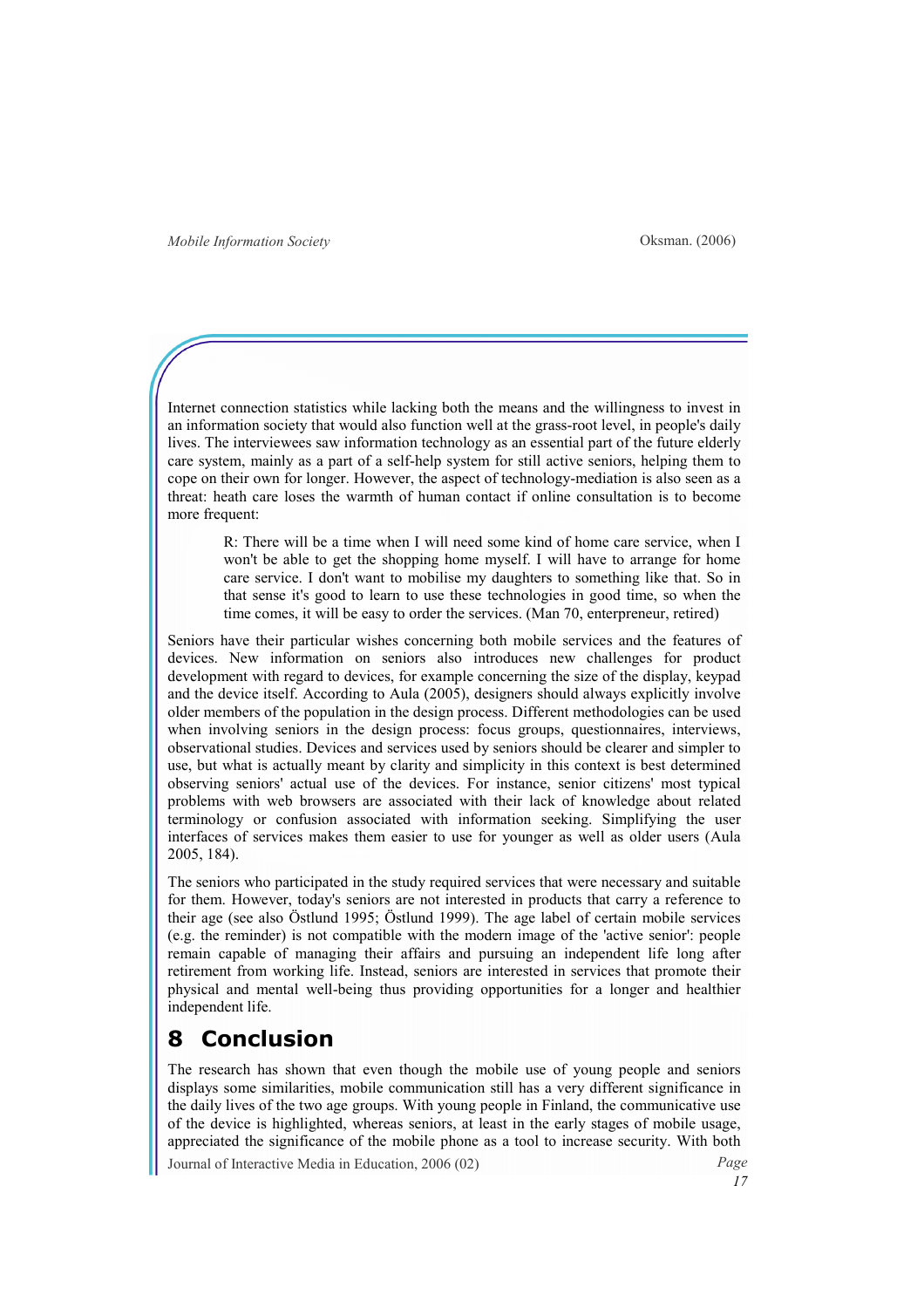Internet connection statistics while lacking both the means and the willingness to invest in an information society that would also function well at the grass-root level, in people's daily lives. The interviewees saw information technology as an essential part of the future elderly care system, mainly as a part of a self-help system for still active seniors, helping them to cope on their own for longer. However, the aspect of technology-mediation is also seen as a threat: heath care loses the warmth of human contact if online consultation is to become more frequent:

> R: There will be a time when I will need some kind of home care service, when I won't be able to get the shopping home myself. I will have to arrange for home care service. I don't want to mobilise my daughters to something like that. So in that sense it's good to learn to use these technologies in good time, so when the time comes, it will be easy to order the services. (Man 70, enterpreneur, retired)

Seniors have their particular wishes concerning both mobile services and the features of devices. New information on seniors also introduces new challenges for product development with regard to devices, for example concerning the size of the display, keypad and the device itself. According to Aula (2005), designers should always explicitly involve older members of the population in the design process. Different methodologies can be used when involving seniors in the design process: focus groups, questionnaires, interviews, observational studies. Devices and services used by seniors should be clearer and simpler to use, but what is actually meant by clarity and simplicity in this context is best determined observing seniors' actual use of the devices. For instance, senior citizens' most typical problems with web browsers are associated with their lack of knowledge about related terminology or confusion associated with information seeking. Simplifying the user interfaces of services makes them easier to use for younger as well as older users (Aula 2005, 184).

The seniors who participated in the study required services that were necessary and suitable for them. However, today's seniors are not interested in products that carry a reference to their age (see also Östlund 1995; Östlund 1999). The age label of certain mobile services (e.g. the reminder) is not compatible with the modern image of the 'active senior': people remain capable of managing their affairs and pursuing an independent life long after retirement from working life. Instead, seniors are interested in services that promote their physical and mental well-being thus providing opportunities for a longer and healthier independent life.

# 8 Conclusion

The research has shown that even though the mobile use of young people and seniors displays some similarities, mobile communication still has a very different significance in the daily lives of the two age groups. With young people in Finland, the communicative use of the device is highlighted, whereas seniors, at least in the early stages of mobile usage, appreciated the significance of the mobile phone as a tool to increase security. With both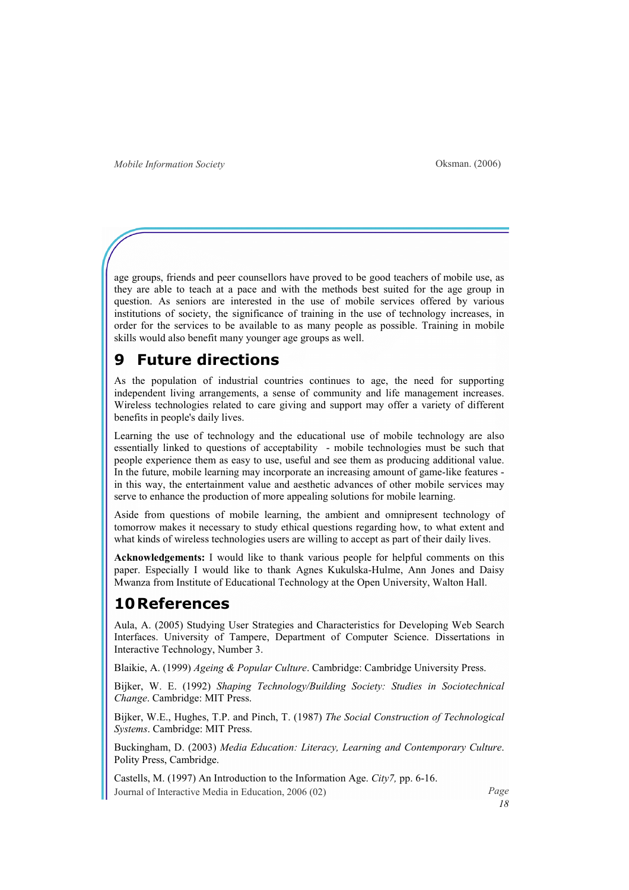age groups, friends and peer counsellors have proved to be good teachers of mobile use, as they are able to teach at a pace and with the methods best suited for the age group in question. As seniors are interested in the use of mobile services offered by various institutions of society, the significance of training in the use of technology increases, in order for the services to be available to as many people as possible. Training in mobile skills would also benefit many younger age groups as well.

# 9 Future directions

As the population of industrial countries continues to age, the need for supporting independent living arrangements, a sense of community and life management increases. Wireless technologies related to care giving and support may offer a variety of different benefits in people's daily lives.

Learning the use of technology and the educational use of mobile technology are also essentially linked to questions of acceptability - mobile technologies must be such that people experience them as easy to use, useful and see them as producing additional value. In the future, mobile learning may incorporate an increasing amount of game-like features - in this way, the entertainment value and aesthetic advances of other mobile services may serve to enhance the production of more appealing solutions for mobile learning.

Aside from questions of mobile learning, the ambient and omnipresent technology of tomorrow makes it necessary to study ethical questions regarding how, to what extent and what kinds of wireless technologies users are willing to accept as part of their daily lives.

**Acknowledgements:** I would like to thank various people for helpful comments on this paper. Especially I would like to thank Agnes Kukulska-Hulme, Ann Jones and Daisy Mwanza from Institute of Educational Technology at the Open University, Walton Hall.

# 10 References

Aula, A. (2005) Studying User Strategies and Characteristics for Developing Web Search Interfaces. University of Tampere, Department of Computer Science. Dissertations in Interactive Technology, Number 3.

Blaikie, A. (1999) *Ageing & Popular Culture*. Cambridge: Cambridge University Press.

Bijker, W. E. (1992) *Shaping Technology/Building Society: Studies in Sociotechnical Change*. Cambridge: MIT Press.

Bijker, W.E., Hughes, T.P. and Pinch, T. (1987) *The Social Construction of Technological Systems*. Cambridge: MIT Press.

Buckingham, D. (2003) *Media Education: Literacy, Learning and Contemporary Culture*. Polity Press, Cambridge.

Castells, M. (1997) An Introduction to the Information Age. *City7,* pp. 6-16.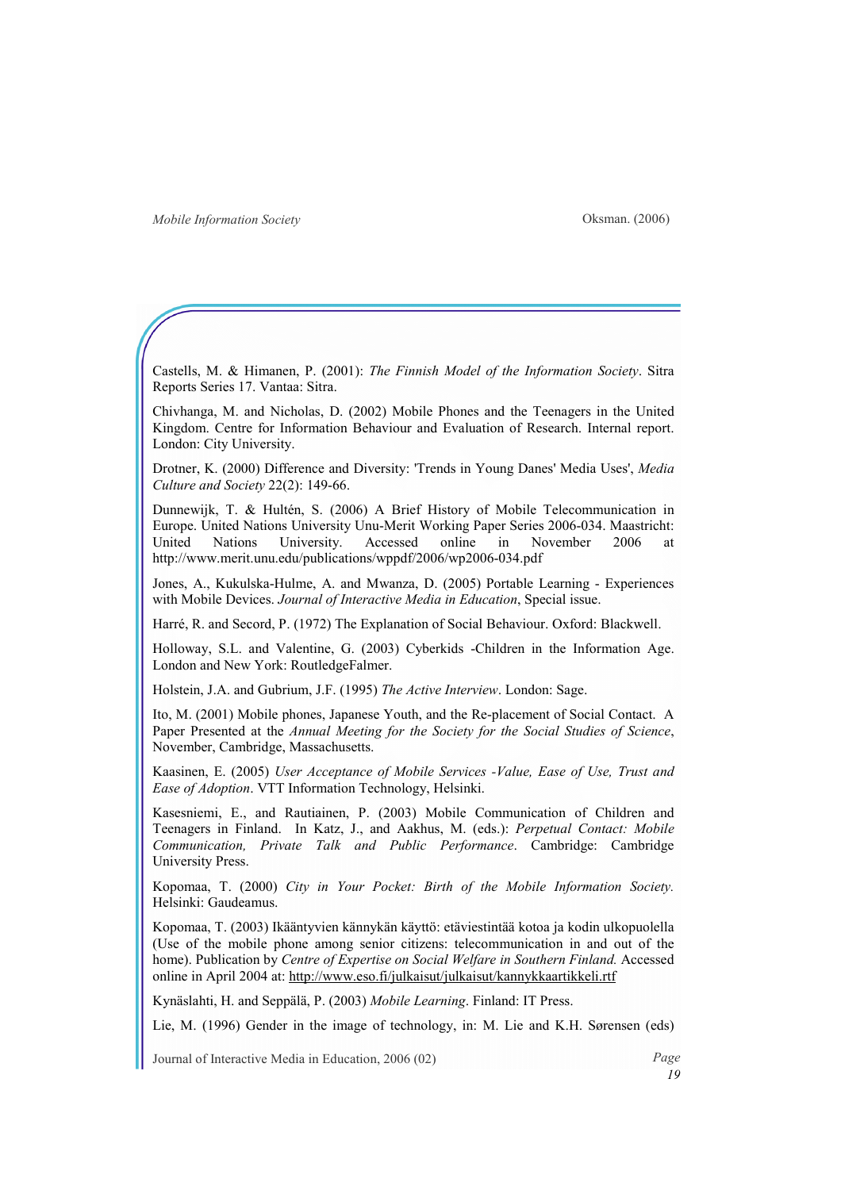Castells, M. & Himanen, P. (2001): *The Finnish Model of the Information Society*. Sitra Reports Series 17. Vantaa: Sitra.

Chivhanga, M. and Nicholas, D. (2002) Mobile Phones and the Teenagers in the United Kingdom. Centre for Information Behaviour and Evaluation of Research. Internal report. London: City University.

Drotner, K. (2000) Difference and Diversity: 'Trends in Young Danes' Media Uses', *Media Culture and Society* 22(2): 149-66.

Dunnewijk, T. & Hultén, S. (2006) A Brief History of Mobile Telecommunication in Europe. United Nations University Unu-Merit Working Paper Series 2006-034. Maastricht: United Nations University. Accessed online in November 2006 at http://www.merit.unu.edu/publications/wppdf/2006/wp2006-034.pdf

Jones, A., Kukulska-Hulme, A. and Mwanza, D. (2005) Portable Learning - Experiences with Mobile Devices. *Journal of Interactive Media in Education*, Special issue.

Harré, R. and Secord, P. (1972) The Explanation of Social Behaviour. Oxford: Blackwell.

Holloway, S.L. and Valentine, G. (2003) Cyberkids -Children in the Information Age. London and New York: RoutledgeFalmer.

Holstein, J.A. and Gubrium, J.F. (1995) *The Active Interview*. London: Sage.

Ito, M. (2001) Mobile phones, Japanese Youth, and the Re-placement of Social Contact. A Paper Presented at the *Annual Meeting for the Society for the Social Studies of Science*, November, Cambridge, Massachusetts.

Kaasinen, E. (2005) *User Acceptance of Mobile Services -Value, Ease of Use, Trust and Ease of Adoption*. VTT Information Technology, Helsinki.

Kasesniemi, E., and Rautiainen, P. (2003) Mobile Communication of Children and Teenagers in Finland. In Katz, J., and Aakhus, M. (eds.): *Perpetual Contact: Mobile Communication, Private Talk and Public Performance*. Cambridge: Cambridge University Press.

Kopomaa, T. (2000) *City in Your Pocket: Birth of the Mobile Information Society.* Helsinki: Gaudeamus.

Kopomaa, T. (2003) Ikääntyvien kännykän käyttö: etäviestintää kotoa ja kodin ulkopuolella (Use of the mobile phone among senior citizens: telecommunication in and out of the home). Publication by *Centre of Expertise on Social Welfare in Southern Finland.* Accessed online in April 2004 at: http://www.eso.fi/julkaisut/julkaisut/kannykkaartikkeli.rtf

Kynäslahti, H. and Seppälä, P. (2003) *Mobile Learning*. Finland: IT Press.

Lie, M. (1996) Gender in the image of technology, in: M. Lie and K.H. Sørensen (eds)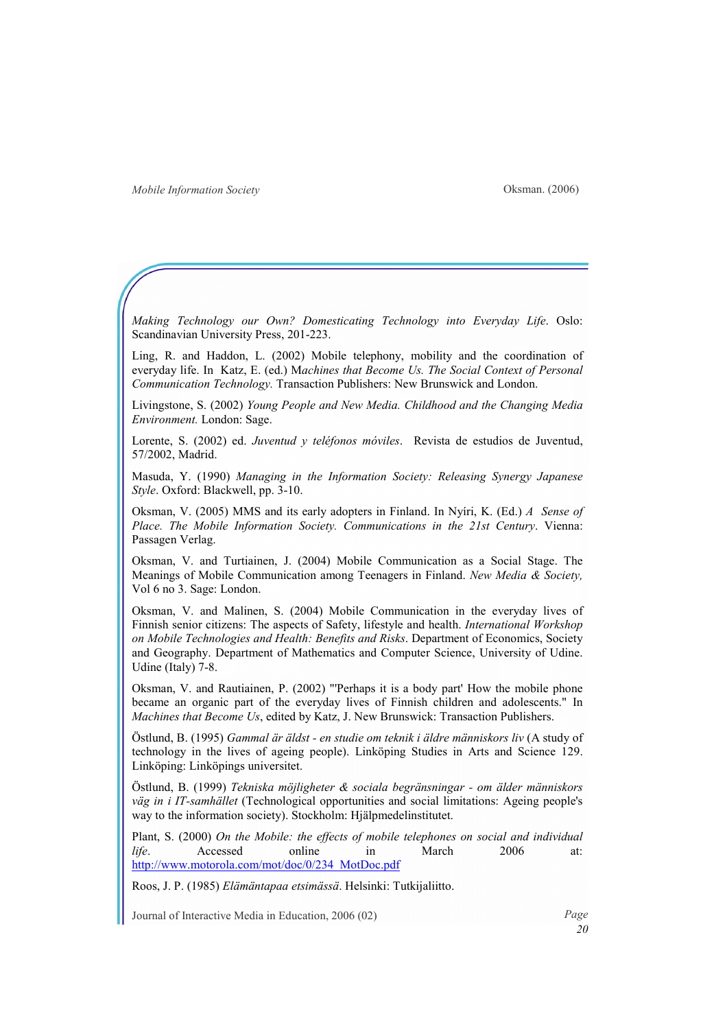*Making Technology our Own? Domesticating Technology into Everyday Life*. Oslo: Scandinavian University Press, 201-223.

Ling, R. and Haddon, L. (2002) Mobile telephony, mobility and the coordination of everyday life. In Katz, E. (ed.) M*achines that Become Us. The Social Context of Personal Communication Technology.* Transaction Publishers: New Brunswick and London.

Livingstone, S. (2002) *Young People and New Media. Childhood and the Changing Media Environment.* London: Sage.

Lorente, S. (2002) ed. *Juventud y teléfonos móviles*. Revista de estudios de Juventud, 57/2002, Madrid.

Masuda, Y. (1990) *Managing in the Information Society: Releasing Synergy Japanese Style*. Oxford: Blackwell, pp. 3-10.

Oksman, V. (2005) MMS and its early adopters in Finland. In Nyíri, K. (Ed.) *A Sense of Place. The Mobile Information Society. Communications in the 21st Century*. Vienna: Passagen Verlag.

Oksman, V. and Turtiainen, J. (2004) Mobile Communication as a Social Stage. The Meanings of Mobile Communication among Teenagers in Finland. *New Media & Society,* Vol 6 no 3. Sage: London.

Oksman, V. and Malinen, S. (2004) Mobile Communication in the everyday lives of Finnish senior citizens: The aspects of Safety, lifestyle and health. *International Workshop on Mobile Technologies and Health: Benefits and Risks*. Department of Economics, Society and Geography. Department of Mathematics and Computer Science, University of Udine. Udine (Italy) 7-8.

Oksman, V. and Rautiainen, P. (2002) "'Perhaps it is a body part' How the mobile phone became an organic part of the everyday lives of Finnish children and adolescents." In *Machines that Become Us*, edited by Katz, J. New Brunswick: Transaction Publishers.

Östlund, B. (1995) *Gammal är äldst - en studie om teknik i äldre människors liv* (A study of technology in the lives of ageing people). Linköping Studies in Arts and Science 129. Linköping: Linköpings universitet.

Östlund, B. (1999) *Tekniska möjligheter & sociala begränsningar - om älder människors väg in i IT-samhället* (Technological opportunities and social limitations: Ageing people's way to the information society). Stockholm: Hjälpmedelinstitutet.

Plant, S. (2000) *On the Mobile: the effects of mobile telephones on social and individual life*. Accessed online in March 2006 at: http://www.motorola.com/mot/doc/0/234_MotDoc.pdf

Roos, J. P. (1985) *Elämäntapaa etsimässä*. Helsinki: Tutkijaliitto.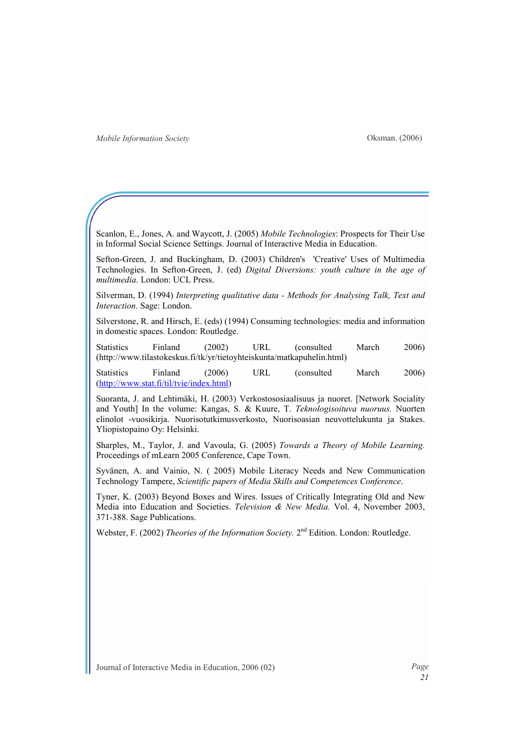Scanlon, E., Jones, A. and Waycott, J. (2005) *Mobile Technologies*: Prospects for Their Use in Informal Social Science Settings. Journal of Interactive Media in Education.

Sefton-Green, J. and Buckingham, D. (2003) Children's 'Creative' Uses of Multimedia Technologies. In Sefton-Green, J. (ed) *Digital Diversions: youth culture in the age of multimedia.* London: UCL Press.

Silverman, D. (1994) *Interpreting qualitative data - Methods for Analysing Talk, Text and Interaction*. Sage: London.

Silverstone, R. and Hirsch, E. (eds) (1994) Consuming technologies: media and information in domestic spaces. London: Routledge.

Statistics Finland (2002) URL (consulted March 2006) (http://www.tilastokeskus.fi/tk/yr/tietoyhteiskunta/matkapuhelin.html)

Statistics Finland (2006) URL (consulted March 2006) (http://www.stat.fi/til/tvie/index.html)

Suoranta, J. and Lehtimäki, H. (2003) Verkostososiaalisuus ja nuoret. [Network Sociality and Youth] In the volume: Kangas, S. & Kuure, T. *Teknologisoituva nuoruus.* Nuorten elinolot -vuosikirja. Nuorisotutkimusverkosto, Nuorisoasian neuvottelukunta ja Stakes. Yliopistopaino Oy: Helsinki.

Sharples, M., Taylor, J. and Vavoula, G. (2005) *Towards a Theory of Mobile Learning.* Proceedings of mLearn 2005 Conference, Cape Town.

Syvänen, A. and Vainio, N. ( 2005) Mobile Literacy Needs and New Communication Technology Tampere, *Scientific papers of Media Skills and Competences Conference*.

Tyner, K. (2003) Beyond Boxes and Wires. Issues of Critically Integrating Old and New Media into Education and Societies. *Television & New Media.* Vol. 4, November 2003, 371-388. Sage Publications.

Webster, F. (2002) *Theories of the Information Society.* 2nd Edition. London: Routledge.